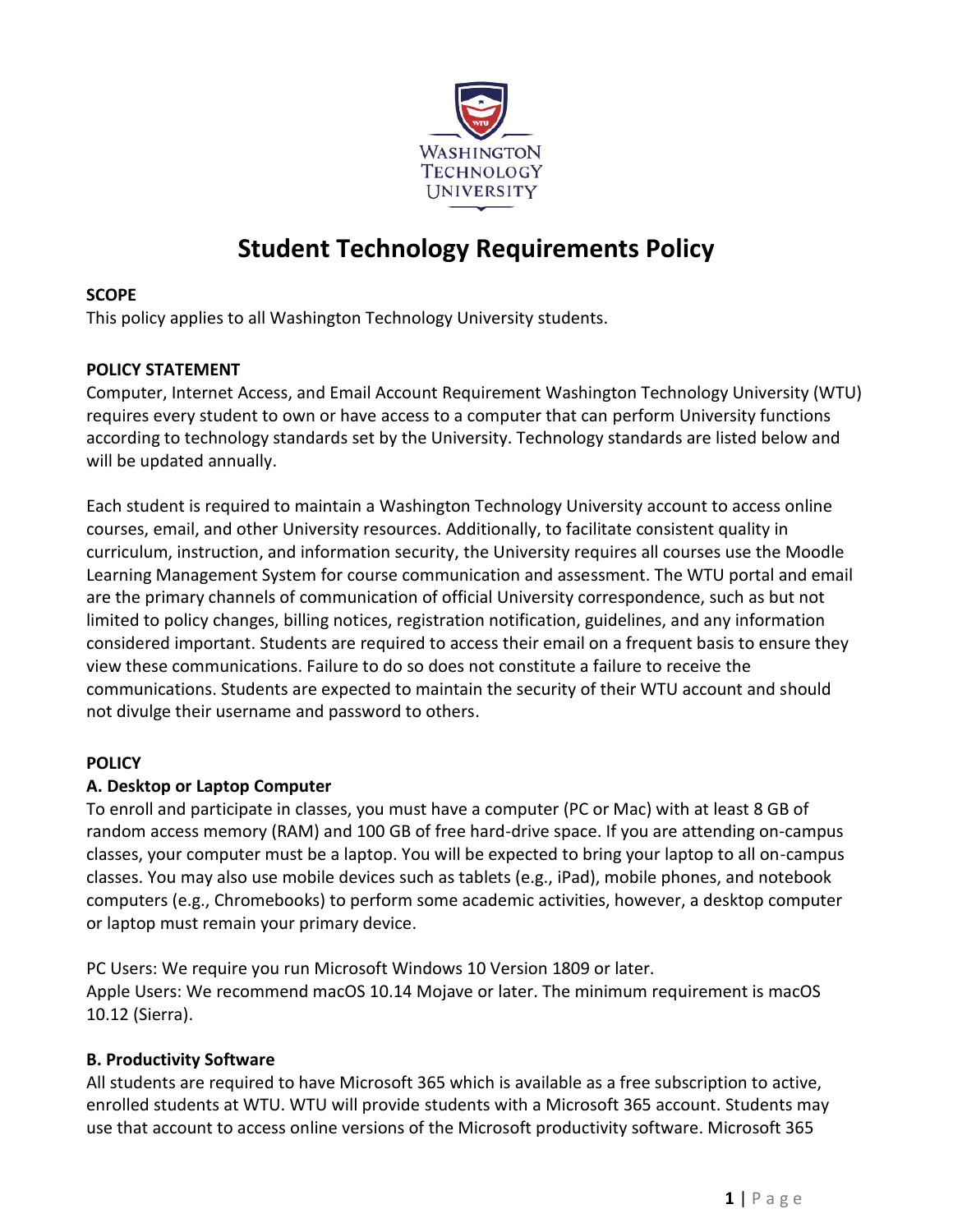# Student Technology Requirements Policy

**SCOPE**

This policy applies to all Washington Technology University students.

**POLICY STATEMENT**

Computer, Internet Access, and Email Account Requirement Washington Technology University (WTU) requires every student to own or have access to a computer that can perform University functions according to technology standards set by the University. Technology standards are listed below and will be updated annually.

Each student is required to maintain a Washington Technology University account to access online courses, email, and other University resources. Additionally, to facilitate consistent quality in curriculum, instruction, and information security, the University requires all courses use the Moodle Learning Management System for course communication and assessment. The WTU portal and email are the primary channels of communication of official University correspondence, such as but not limited to policy changes, billing notices, registration notification, guidelines, and any information considered important. Students are required to access their email on a frequent basis to ensure they view these communications. Failure to do so does not constitute a failure to receive the communications. Students are expected to maintain the security of their WTU account and should not divulge their username and password to others.

**POLICY**

**A. Desktop or Laptop Computer**

To enroll and participate in classes, you must have a computer (PC or Mac) with at least 8 GB of random access memory (RAM) and 100 GB of free hard-drive space. If you are attending on-campus classes, your computer must be a laptop. You will be expected to bring your laptop to all on-campus classes. You may also use mobile devices such as tablets (e.g., iPad), mobile phones, and notebook computers (e.g., Chromebooks) to perform some academic activities, however, a desktop computer or laptop must remain your primary device.

PC Users: We require you run Microsoft Windows 10 Version 1809 or later.
Apple Users: We recommend macOS 10.14 Mojave or later. The minimum requirement is macOS 10.12 (Sierra).

**B. Productivity Software**

All students are required to have Microsoft 365 which is available as a free subscription to active, enrolled students at WTU. WTU will provide students with a Microsoft 365 account. Students may use that account to access online versions of the Microsoft productivity software. Microsoft 365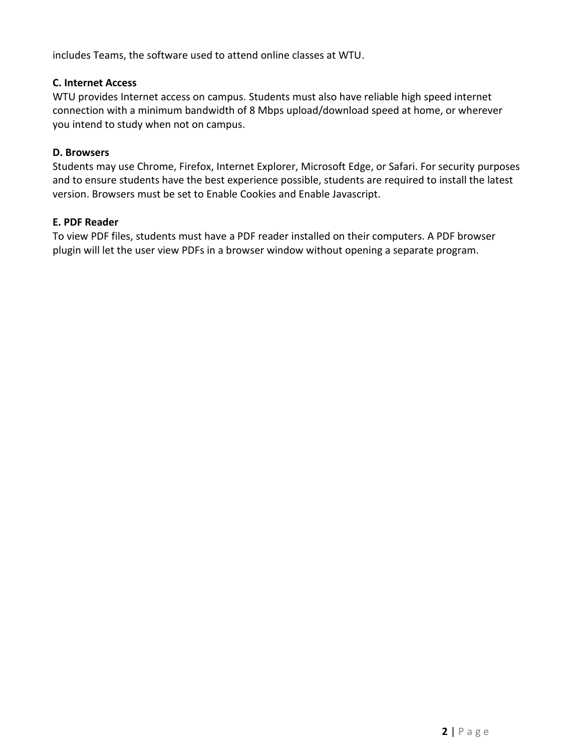includes Teams, the software used to attend online classes at WTU.

**C. Internet Access**

WTU provides Internet access on campus. Students must also have reliable high speed internet connection with a minimum bandwidth of 8 Mbps upload/download speed at home, or wherever you intend to study when not on campus.

**D. Browsers**

Students may use Chrome, Firefox, Internet Explorer, Microsoft Edge, or Safari. For security purposes and to ensure students have the best experience possible, students are required to install the latest version. Browsers must be set to Enable Cookies and Enable Javascript.

**E. PDF Reader**

To view PDF files, students must have a PDF reader installed on their computers. A PDF browser plugin will let the user view PDFs in a browser window without opening a separate program.